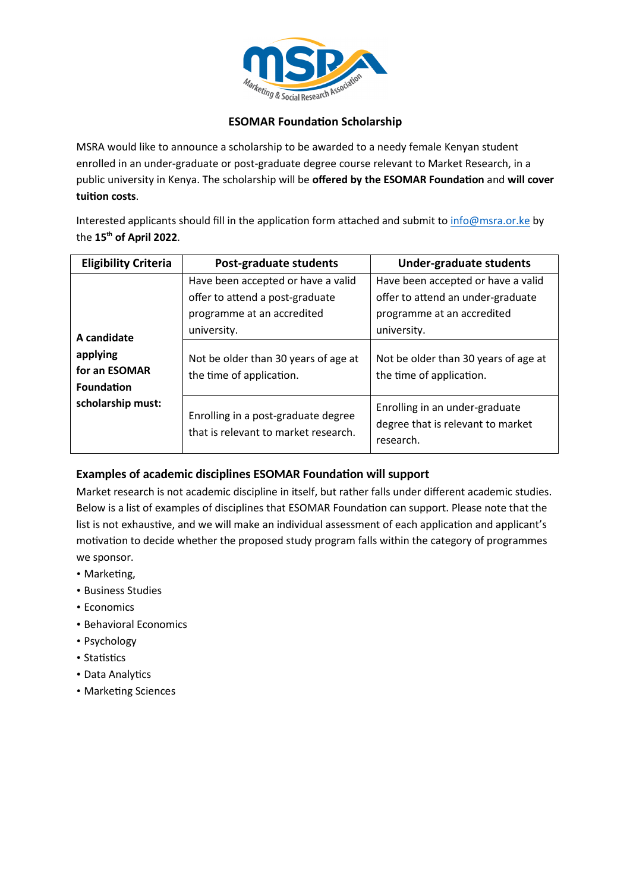## ESOMAR Foundation Scholarship

MSRA would like to announce a scholarship to be awarded to a needy female Kenyan student enrolled in an under-graduate or post-graduate degree course relevant to Market Research, in a public university in Kenya. The scholarship will be **offered by the ESOMAR Foundation** and **will cover tuition costs**.

Interested applicants should fill in the application form attached and submit to info@msra.or.ke by the **15th of April 2022**.

| Eligibility Criteria | Post-graduate students | Under-graduate students |
|---|---|---|
| **A candidate applying for an ESOMAR Foundation scholarship must:** | Have been accepted or have a valid offer to attend a post-graduate programme at an accredited university. | Have been accepted or have a valid offer to attend an under-graduate programme at an accredited university. |
| | Not be older than 30 years of age at the time of application. | Not be older than 30 years of age at the time of application. |
| | Enrolling in a post-graduate degree that is relevant to market research. | Enrolling in an under-graduate degree that is relevant to market research. |

### Examples of academic disciplines ESOMAR Foundation will support

Market research is not academic discipline in itself, but rather falls under different academic studies. Below is a list of examples of disciplines that ESOMAR Foundation can support. Please note that the list is not exhaustive, and we will make an individual assessment of each application and applicant's motivation to decide whether the proposed study program falls within the category of programmes we sponsor.

- Marketing,
- Business Studies
- Economics
- Behavioral Economics
- Psychology
- Statistics
- Data Analytics
- Marketing Sciences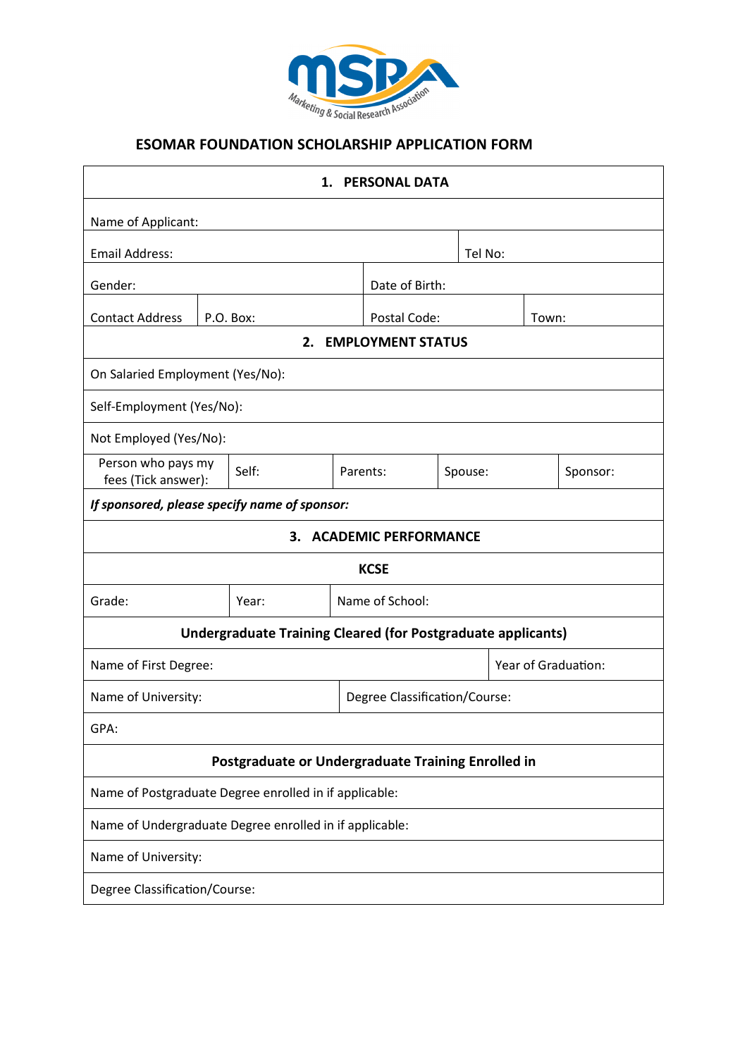MSRA Marketing & Social Research Association

## ESOMAR FOUNDATION SCHOLARSHIP APPLICATION FORM

| **1. PERSONAL DATA** | | | | |
|---|---|---|---|---|
| Name of Applicant: | | | | |
| Email Address: | | | Tel No: | |
| Gender: | | Date of Birth: | | |
| Contact Address | P.O. Box: | Postal Code: | | Town: |

| **2. EMPLOYMENT STATUS** | | | | |
|---|---|---|---|---|
| On Salaried Employment (Yes/No): | | | | |
| Self-Employment (Yes/No): | | | | |
| Not Employed (Yes/No): | | | | |
| Person who pays my fees (Tick answer): | Self: | Parents: | Spouse: | Sponsor: |
| ***If sponsored, please specify name of sponsor:*** | | | | |

| **3. ACADEMIC PERFORMANCE** | | |
|---|---|---|
| **KCSE** | | |
| Grade: | Year: | Name of School: |

| **Undergraduate Training Cleared (for Postgraduate applicants)** | |
|---|---|
| Name of First Degree: | Year of Graduation: |
| Name of University: | Degree Classification/Course: |
| GPA: | |

| **Postgraduate or Undergraduate Training Enrolled in** |
|---|
| Name of Postgraduate Degree enrolled in if applicable: |
| Name of Undergraduate Degree enrolled in if applicable: |
| Name of University: |
| Degree Classification/Course: |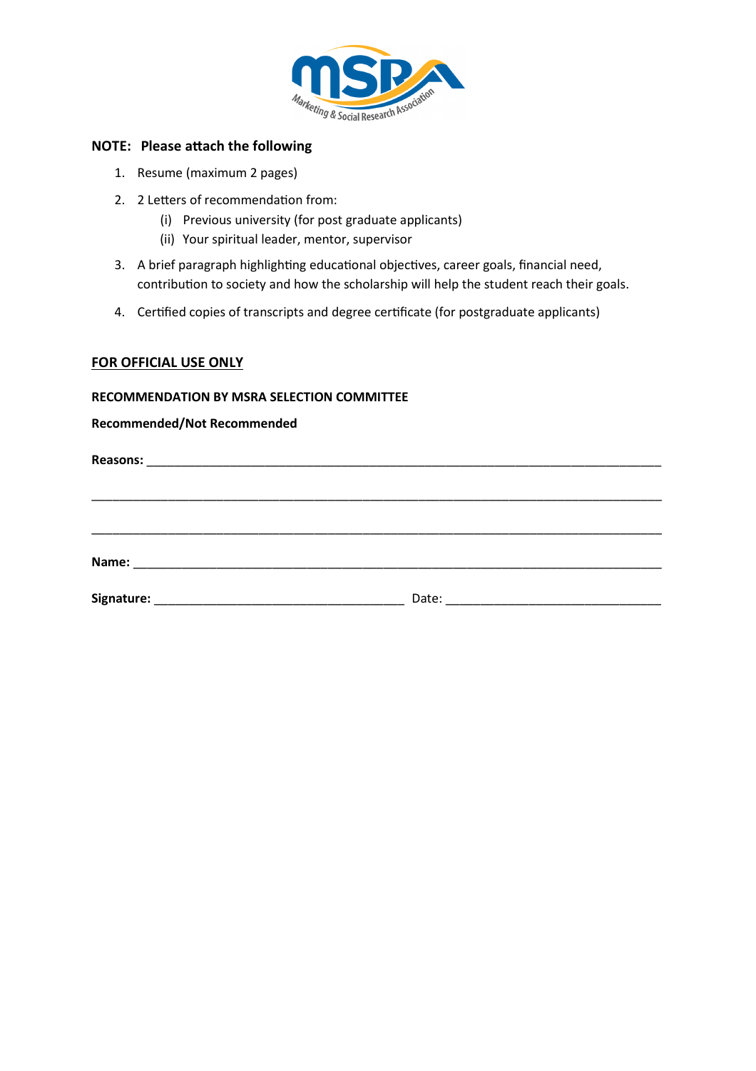**NOTE: Please attach the following**

1. Resume (maximum 2 pages)
2. 2 Letters of recommendation from:
   - (i) Previous university (for post graduate applicants)
   - (ii) Your spiritual leader, mentor, supervisor
3. A brief paragraph highlighting educational objectives, career goals, financial need, contribution to society and how the scholarship will help the student reach their goals.
4. Certified copies of transcripts and degree certificate (for postgraduate applicants)

**<u>FOR OFFICIAL USE ONLY</u>**

**RECOMMENDATION BY MSRA SELECTION COMMITTEE**

**Recommended/Not Recommended**

**Reasons:** ______________________________________________________________________________

______________________________________________________________________________________

______________________________________________________________________________________

**Name:** ________________________________________________________________________________

**Signature:** __________________________________ Date: ______________________________